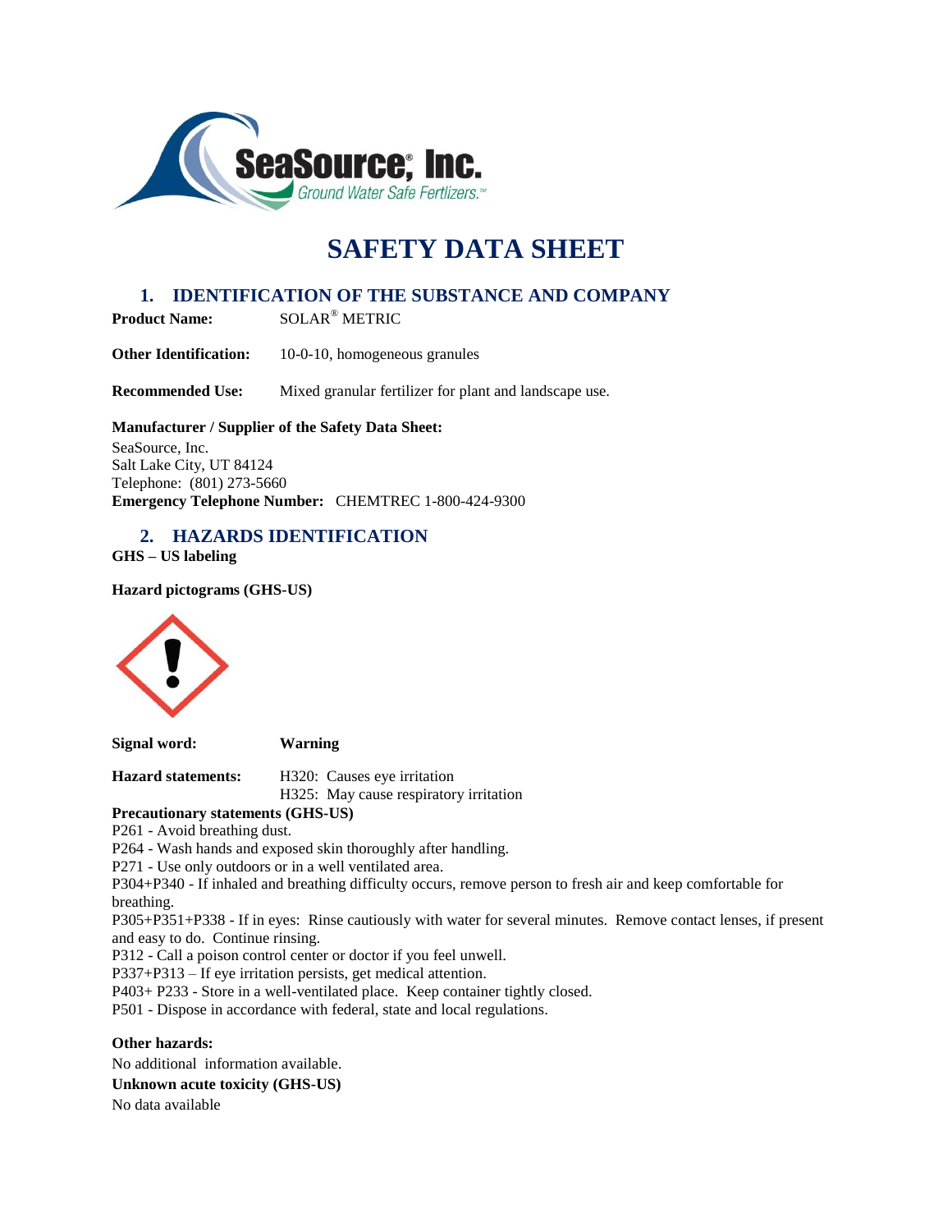SeaSource, Inc. — Ground Water Safe Fertlizers.™

# SAFETY DATA SHEET

## 1. IDENTIFICATION OF THE SUBSTANCE AND COMPANY

**Product Name:** SOLAR® METRIC

**Other Identification:** 10-0-10, homogeneous granules

**Recommended Use:** Mixed granular fertilizer for plant and landscape use.

**Manufacturer / Supplier of the Safety Data Sheet:**
SeaSource, Inc.
Salt Lake City, UT 84124
Telephone: (801) 273-5660
**Emergency Telephone Number:** CHEMTREC 1-800-424-9300

## 2. HAZARDS IDENTIFICATION

**GHS – US labeling**

**Hazard pictograms (GHS-US)**

**Signal word:** **Warning**

**Hazard statements:** H320: Causes eye irritation
H325: May cause respiratory irritation

**Precautionary statements (GHS-US)**

P261 - Avoid breathing dust.
P264 - Wash hands and exposed skin thoroughly after handling.
P271 - Use only outdoors or in a well ventilated area.
P304+P340 - If inhaled and breathing difficulty occurs, remove person to fresh air and keep comfortable for breathing.
P305+P351+P338 - If in eyes: Rinse cautiously with water for several minutes. Remove contact lenses, if present and easy to do. Continue rinsing.
P312 - Call a poison control center or doctor if you feel unwell.
P337+P313 – If eye irritation persists, get medical attention.
P403+ P233 - Store in a well-ventilated place. Keep container tightly closed.
P501 - Dispose in accordance with federal, state and local regulations.

**Other hazards:**

No additional information available.

**Unknown acute toxicity (GHS-US)**

No data available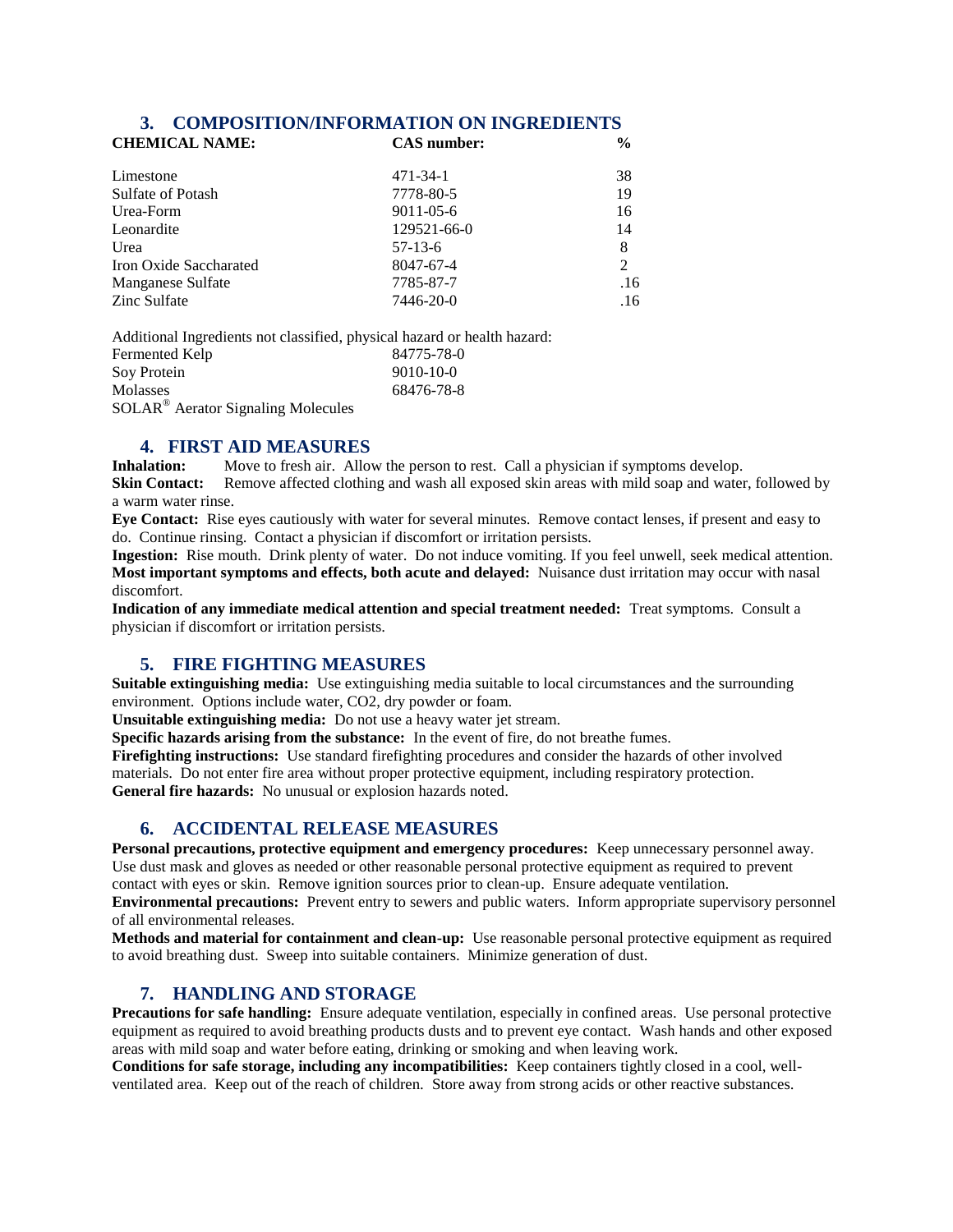## 3. COMPOSITION/INFORMATION ON INGREDIENTS

| CHEMICAL NAME: | CAS number: | % |
|---|---|---|
| Limestone | 471-34-1 | 38 |
| Sulfate of Potash | 7778-80-5 | 19 |
| Urea-Form | 9011-05-6 | 16 |
| Leonardite | 129521-66-0 | 14 |
| Urea | 57-13-6 | 8 |
| Iron Oxide Saccharated | 8047-67-4 | 2 |
| Manganese Sulfate | 7785-87-7 | .16 |
| Zinc Sulfate | 7446-20-0 | .16 |

Additional Ingredients not classified, physical hazard or health hazard:

| | |
|---|---|
| Fermented Kelp | 84775-78-0 |
| Soy Protein | 9010-10-0 |
| Molasses | 68476-78-8 |
| SOLAR® Aerator Signaling Molecules | |

## 4. FIRST AID MEASURES

**Inhalation:** Move to fresh air. Allow the person to rest. Call a physician if symptoms develop.

**Skin Contact:** Remove affected clothing and wash all exposed skin areas with mild soap and water, followed by a warm water rinse.

**Eye Contact:** Rise eyes cautiously with water for several minutes. Remove contact lenses, if present and easy to do. Continue rinsing. Contact a physician if discomfort or irritation persists.

**Ingestion:** Rise mouth. Drink plenty of water. Do not induce vomiting. If you feel unwell, seek medical attention.

**Most important symptoms and effects, both acute and delayed:** Nuisance dust irritation may occur with nasal discomfort.

**Indication of any immediate medical attention and special treatment needed:** Treat symptoms. Consult a physician if discomfort or irritation persists.

## 5. FIRE FIGHTING MEASURES

**Suitable extinguishing media:** Use extinguishing media suitable to local circumstances and the surrounding environment. Options include water, CO2, dry powder or foam.

**Unsuitable extinguishing media:** Do not use a heavy water jet stream.

**Specific hazards arising from the substance:** In the event of fire, do not breathe fumes.

**Firefighting instructions:** Use standard firefighting procedures and consider the hazards of other involved materials. Do not enter fire area without proper protective equipment, including respiratory protection.

**General fire hazards:** No unusual or explosion hazards noted.

## 6. ACCIDENTAL RELEASE MEASURES

**Personal precautions, protective equipment and emergency procedures:** Keep unnecessary personnel away. Use dust mask and gloves as needed or other reasonable personal protective equipment as required to prevent contact with eyes or skin. Remove ignition sources prior to clean-up. Ensure adequate ventilation.

**Environmental precautions:** Prevent entry to sewers and public waters. Inform appropriate supervisory personnel of all environmental releases.

**Methods and material for containment and clean-up:** Use reasonable personal protective equipment as required to avoid breathing dust. Sweep into suitable containers. Minimize generation of dust.

## 7. HANDLING AND STORAGE

**Precautions for safe handling:** Ensure adequate ventilation, especially in confined areas. Use personal protective equipment as required to avoid breathing products dusts and to prevent eye contact. Wash hands and other exposed areas with mild soap and water before eating, drinking or smoking and when leaving work.

**Conditions for safe storage, including any incompatibilities:** Keep containers tightly closed in a cool, well-ventilated area. Keep out of the reach of children. Store away from strong acids or other reactive substances.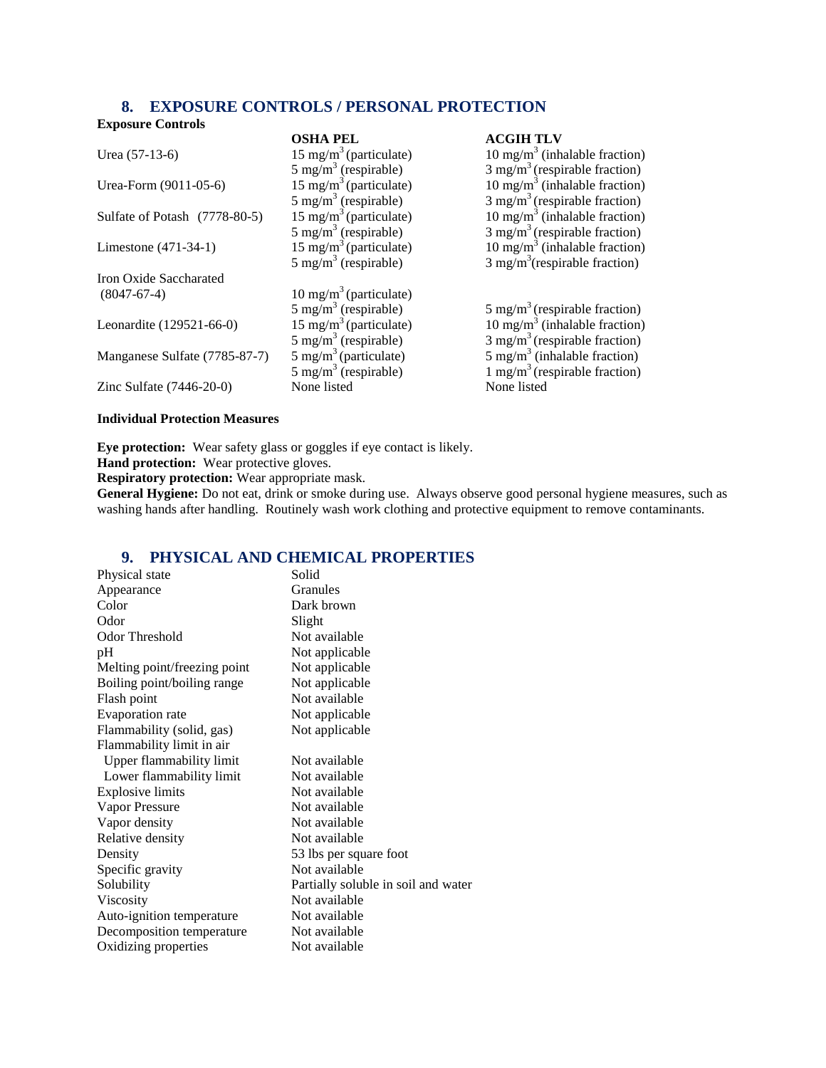## 8. EXPOSURE CONTROLS / PERSONAL PROTECTION

**Exposure Controls**

| | **OSHA PEL** | **ACGIH TLV** |
|---|---|---|
| Urea (57-13-6) | 15 $mg/m^3$ (particulate) | 10 $mg/m^3$ (inhalable fraction) |
| | 5 $mg/m^3$ (respirable) | 3 $mg/m^3$ (respirable fraction) |
| Urea-Form (9011-05-6) | 15 $mg/m^3$ (particulate) | 10 $mg/m^3$ (inhalable fraction) |
| | 5 $mg/m^3$ (respirable) | 3 $mg/m^3$ (respirable fraction) |
| Sulfate of Potash (7778-80-5) | 15 $mg/m^3$ (particulate) | 10 $mg/m^3$ (inhalable fraction) |
| | 5 $mg/m^3$ (respirable) | 3 $mg/m^3$ (respirable fraction) |
| Limestone (471-34-1) | 15 $mg/m^3$ (particulate) | 10 $mg/m^3$ (inhalable fraction) |
| | 5 $mg/m^3$ (respirable) | 3 $mg/m^3$ (respirable fraction) |
| Iron Oxide Saccharated (8047-67-4) | 10 $mg/m^3$ (particulate) | |
| | 5 $mg/m^3$ (respirable) | 5 $mg/m^3$ (respirable fraction) |
| Leonardite (129521-66-0) | 15 $mg/m^3$ (particulate) | 10 $mg/m^3$ (inhalable fraction) |
| | 5 $mg/m^3$ (respirable) | 3 $mg/m^3$ (respirable fraction) |
| Manganese Sulfate (7785-87-7) | 5 $mg/m^3$ (particulate) | 5 $mg/m^3$ (inhalable fraction) |
| | 5 $mg/m^3$ (respirable) | 1 $mg/m^3$ (respirable fraction) |
| Zinc Sulfate (7446-20-0) | None listed | None listed |

**Individual Protection Measures**

**Eye protection:** Wear safety glass or goggles if eye contact is likely.
**Hand protection:** Wear protective gloves.
**Respiratory protection:** Wear appropriate mask.
**General Hygiene:** Do not eat, drink or smoke during use. Always observe good personal hygiene measures, such as washing hands after handling. Routinely wash work clothing and protective equipment to remove contaminants.

## 9. PHYSICAL AND CHEMICAL PROPERTIES

| | |
|---|---|
| Physical state | Solid |
| Appearance | Granules |
| Color | Dark brown |
| Odor | Slight |
| Odor Threshold | Not available |
| pH | Not applicable |
| Melting point/freezing point | Not applicable |
| Boiling point/boiling range | Not applicable |
| Flash point | Not available |
| Evaporation rate | Not applicable |
| Flammability (solid, gas) | Not applicable |
| Flammability limit in air | |
| Upper flammability limit | Not available |
| Lower flammability limit | Not available |
| Explosive limits | Not available |
| Vapor Pressure | Not available |
| Vapor density | Not available |
| Relative density | Not available |
| Density | 53 lbs per square foot |
| Specific gravity | Not available |
| Solubility | Partially soluble in soil and water |
| Viscosity | Not available |
| Auto-ignition temperature | Not available |
| Decomposition temperature | Not available |
| Oxidizing properties | Not available |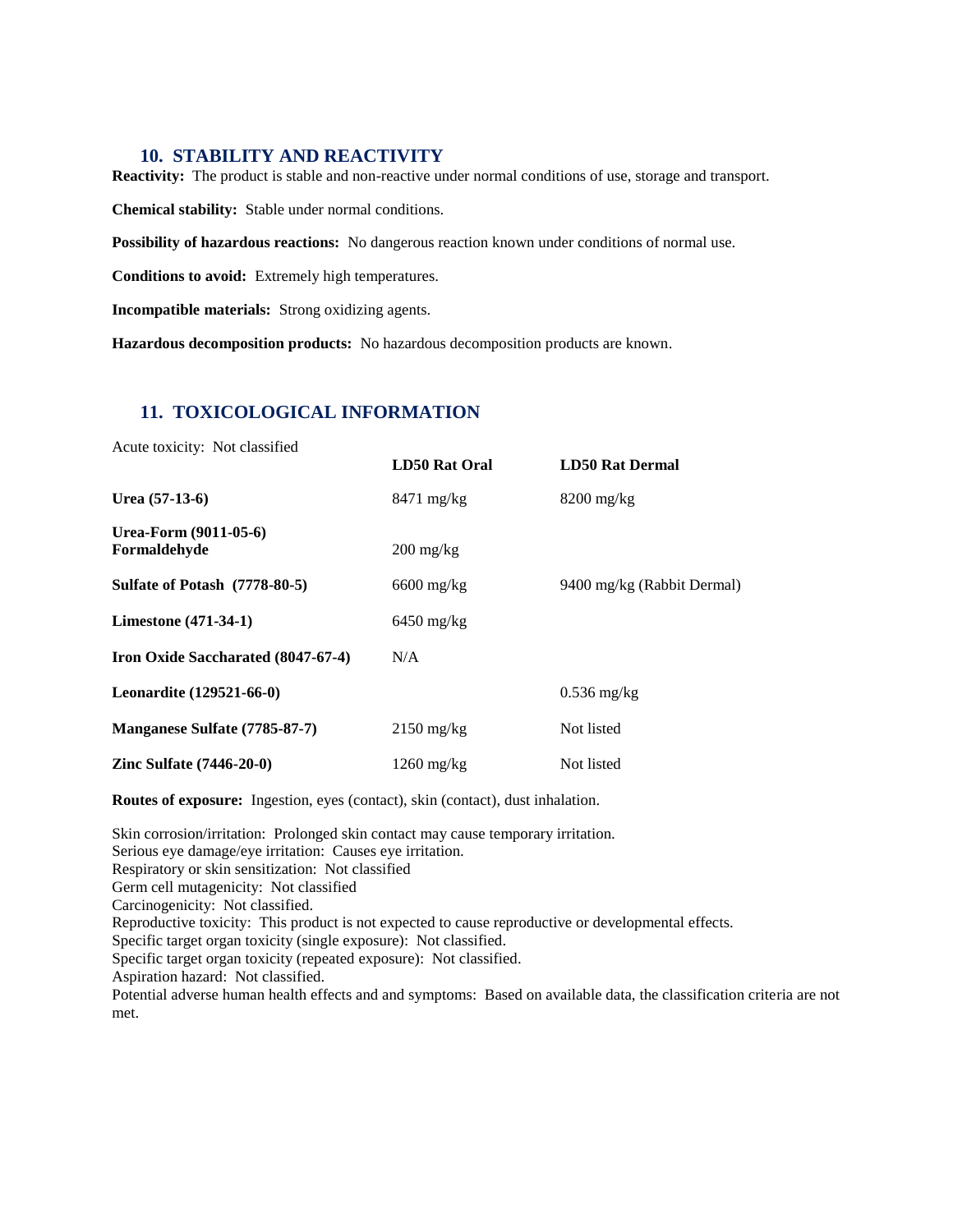## 10. STABILITY AND REACTIVITY

**Reactivity:** The product is stable and non-reactive under normal conditions of use, storage and transport.

**Chemical stability:** Stable under normal conditions.

**Possibility of hazardous reactions:** No dangerous reaction known under conditions of normal use.

**Conditions to avoid:** Extremely high temperatures.

**Incompatible materials:** Strong oxidizing agents.

**Hazardous decomposition products:** No hazardous decomposition products are known.

## 11. TOXICOLOGICAL INFORMATION

Acute toxicity: Not classified

| | LD50 Rat Oral | LD50 Rat Dermal |
|---|---|---|
| **Urea (57-13-6)** | 8471 mg/kg | 8200 mg/kg |
| **Urea-Form (9011-05-6) Formaldehyde** | 200 mg/kg | |
| **Sulfate of Potash (7778-80-5)** | 6600 mg/kg | 9400 mg/kg (Rabbit Dermal) |
| **Limestone (471-34-1)** | 6450 mg/kg | |
| **Iron Oxide Saccharated (8047-67-4)** | N/A | |
| **Leonardite (129521-66-0)** | | 0.536 mg/kg |
| **Manganese Sulfate (7785-87-7)** | 2150 mg/kg | Not listed |
| **Zinc Sulfate (7446-20-0)** | 1260 mg/kg | Not listed |

**Routes of exposure:** Ingestion, eyes (contact), skin (contact), dust inhalation.

Skin corrosion/irritation: Prolonged skin contact may cause temporary irritation.
Serious eye damage/eye irritation: Causes eye irritation.
Respiratory or skin sensitization: Not classified
Germ cell mutagenicity: Not classified
Carcinogenicity: Not classified.
Reproductive toxicity: This product is not expected to cause reproductive or developmental effects.
Specific target organ toxicity (single exposure): Not classified.
Specific target organ toxicity (repeated exposure): Not classified.
Aspiration hazard: Not classified.
Potential adverse human health effects and and symptoms: Based on available data, the classification criteria are not met.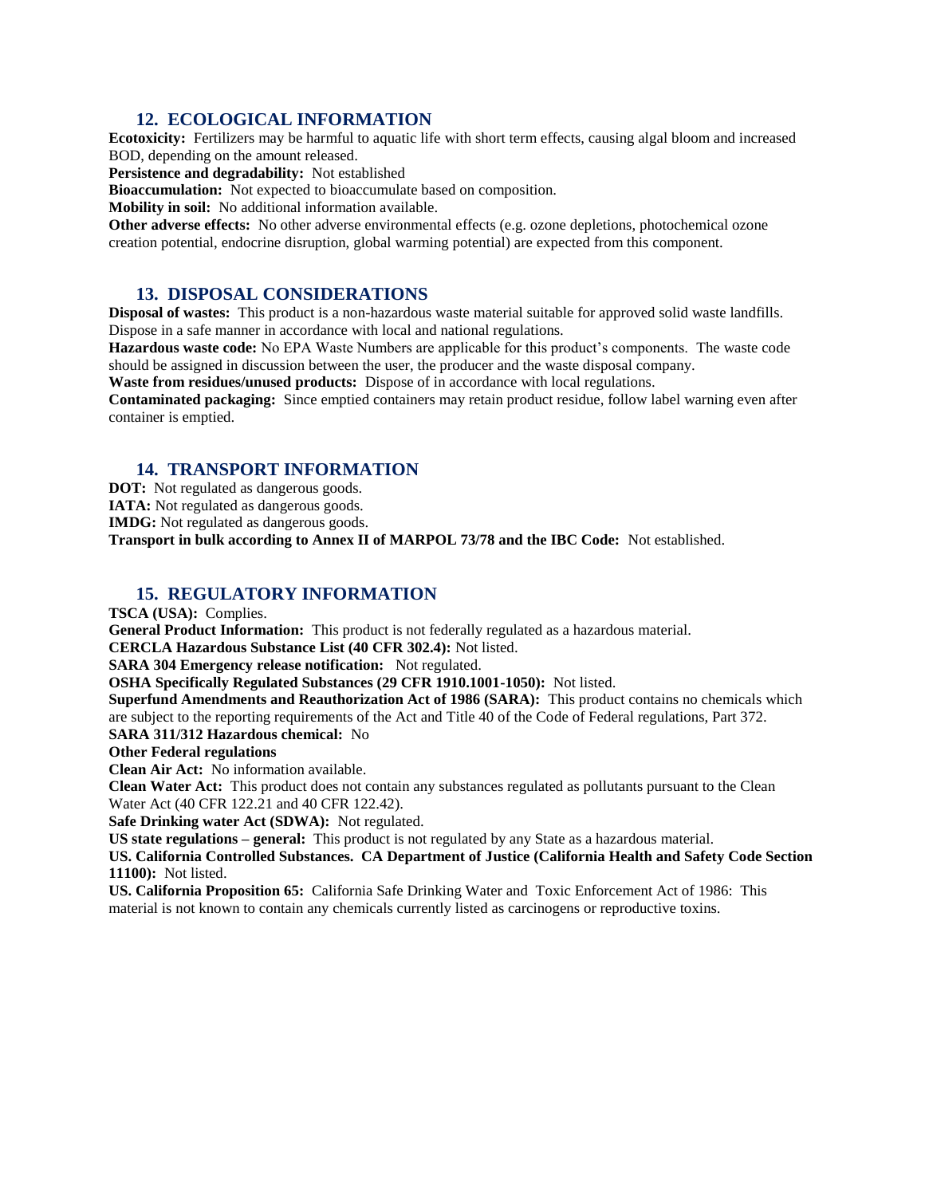## 12. ECOLOGICAL INFORMATION

**Ecotoxicity:** Fertilizers may be harmful to aquatic life with short term effects, causing algal bloom and increased BOD, depending on the amount released.

**Persistence and degradability:** Not established

**Bioaccumulation:** Not expected to bioaccumulate based on composition.

**Mobility in soil:** No additional information available.

**Other adverse effects:** No other adverse environmental effects (e.g. ozone depletions, photochemical ozone creation potential, endocrine disruption, global warming potential) are expected from this component.

## 13. DISPOSAL CONSIDERATIONS

**Disposal of wastes:** This product is a non-hazardous waste material suitable for approved solid waste landfills. Dispose in a safe manner in accordance with local and national regulations.

**Hazardous waste code:** No EPA Waste Numbers are applicable for this product's components. The waste code should be assigned in discussion between the user, the producer and the waste disposal company.

**Waste from residues/unused products:** Dispose of in accordance with local regulations.

**Contaminated packaging:** Since emptied containers may retain product residue, follow label warning even after container is emptied.

## 14. TRANSPORT INFORMATION

**DOT:** Not regulated as dangerous goods.

**IATA:** Not regulated as dangerous goods.

**IMDG:** Not regulated as dangerous goods.

**Transport in bulk according to Annex II of MARPOL 73/78 and the IBC Code:** Not established.

## 15. REGULATORY INFORMATION

**TSCA (USA):** Complies.

**General Product Information:** This product is not federally regulated as a hazardous material.

**CERCLA Hazardous Substance List (40 CFR 302.4):** Not listed.

**SARA 304 Emergency release notification:** Not regulated.

**OSHA Specifically Regulated Substances (29 CFR 1910.1001-1050):** Not listed.

**Superfund Amendments and Reauthorization Act of 1986 (SARA):** This product contains no chemicals which are subject to the reporting requirements of the Act and Title 40 of the Code of Federal regulations, Part 372.

**SARA 311/312 Hazardous chemical:** No

**Other Federal regulations**

**Clean Air Act:** No information available.

**Clean Water Act:** This product does not contain any substances regulated as pollutants pursuant to the Clean Water Act (40 CFR 122.21 and 40 CFR 122.42).

**Safe Drinking water Act (SDWA):** Not regulated.

**US state regulations – general:** This product is not regulated by any State as a hazardous material.

**US. California Controlled Substances. CA Department of Justice (California Health and Safety Code Section 11100):** Not listed.

**US. California Proposition 65:** California Safe Drinking Water and Toxic Enforcement Act of 1986: This material is not known to contain any chemicals currently listed as carcinogens or reproductive toxins.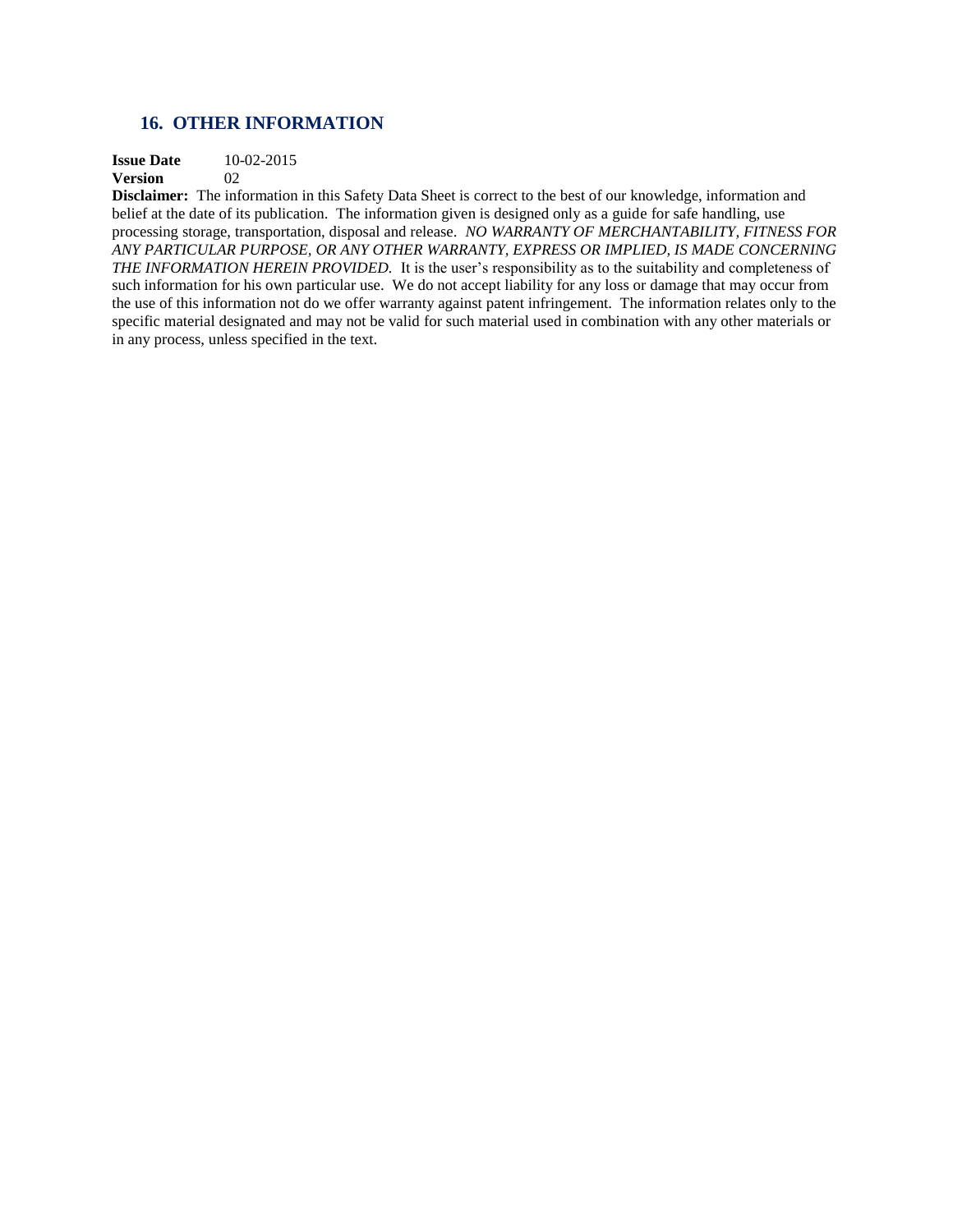## 16. OTHER INFORMATION

**Issue Date** 10-02-2015
**Version** 02

**Disclaimer:** The information in this Safety Data Sheet is correct to the best of our knowledge, information and belief at the date of its publication. The information given is designed only as a guide for safe handling, use processing storage, transportation, disposal and release. *NO WARRANTY OF MERCHANTABILITY, FITNESS FOR ANY PARTICULAR PURPOSE, OR ANY OTHER WARRANTY, EXPRESS OR IMPLIED, IS MADE CONCERNING THE INFORMATION HEREIN PROVIDED.* It is the user's responsibility as to the suitability and completeness of such information for his own particular use. We do not accept liability for any loss or damage that may occur from the use of this information not do we offer warranty against patent infringement. The information relates only to the specific material designated and may not be valid for such material used in combination with any other materials or in any process, unless specified in the text.